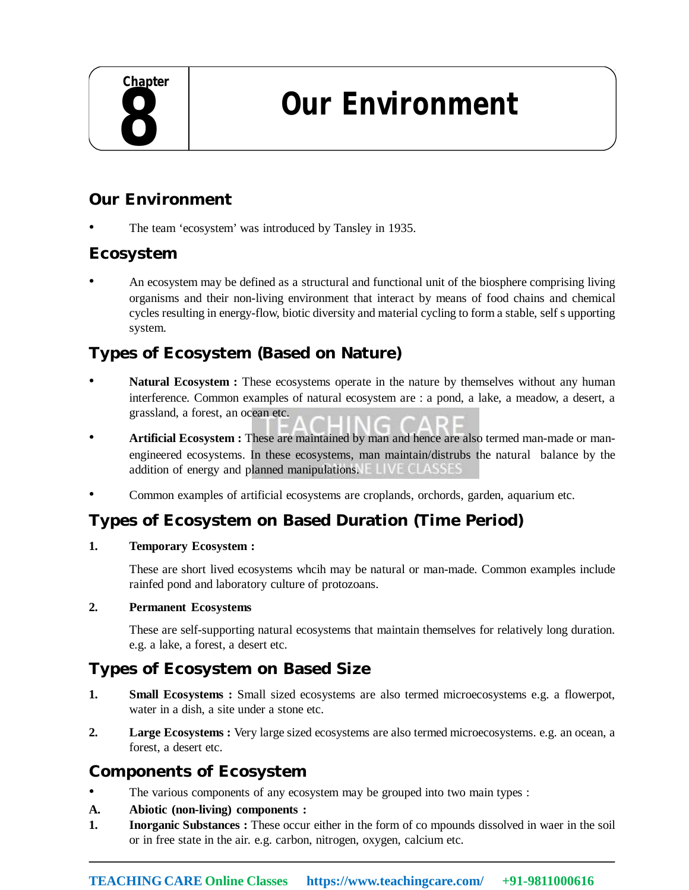# Chapter 8

# Our Environment

## Our Environment

- The team 'ecosystem' was introduced by Tansley in 1935.

## Ecosystem

- An ecosystem may be defined as a structural and functional unit of the biosphere comprising living organisms and their non-living environment that interact by means of food chains and chemical cycles resulting in energy-flow, biotic diversity and material cycling to form a stable, self s upporting system.

## Types of Ecosystem (Based on Nature)

- **Natural Ecosystem :** These ecosystems operate in the nature by themselves without any human interference. Common examples of natural ecosystem are : a pond, a lake, a meadow, a desert, a grassland, a forest, an ocean etc.
- **Artificial Ecosystem :** These are maintained by man and hence are also termed man-made or man-engineered ecosystems. In these ecosystems, man maintain/distrubs the natural balance by the addition of energy and planned manipulations.
- Common examples of artificial ecosystems are croplands, orchords, garden, aquarium etc.

## Types of Ecosystem on Based Duration (Time Period)

1. **Temporary Ecosystem :**

   These are short lived ecosystems whcih may be natural or man-made. Common examples include rainfed pond and laboratory culture of protozoans.

2. **Permanent Ecosystems**

   These are self-supporting natural ecosystems that maintain themselves for relatively long duration. e.g. a lake, a forest, a desert etc.

## Types of Ecosystem on Based Size

1. **Small Ecosystems :** Small sized ecosystems are also termed microecosystems e.g. a flowerpot, water in a dish, a site under a stone etc.
2. **Large Ecosystems :** Very large sized ecosystems are also termed microecosystems. e.g. an ocean, a forest, a desert etc.

## Components of Ecosystem

- The various components of any ecosystem may be grouped into two main types :

**A. Abiotic (non-living) components :**

1. **Inorganic Substances :** These occur either in the form of co mpounds dissolved in waer in the soil or in free state in the air. e.g. carbon, nitrogen, oxygen, calcium etc.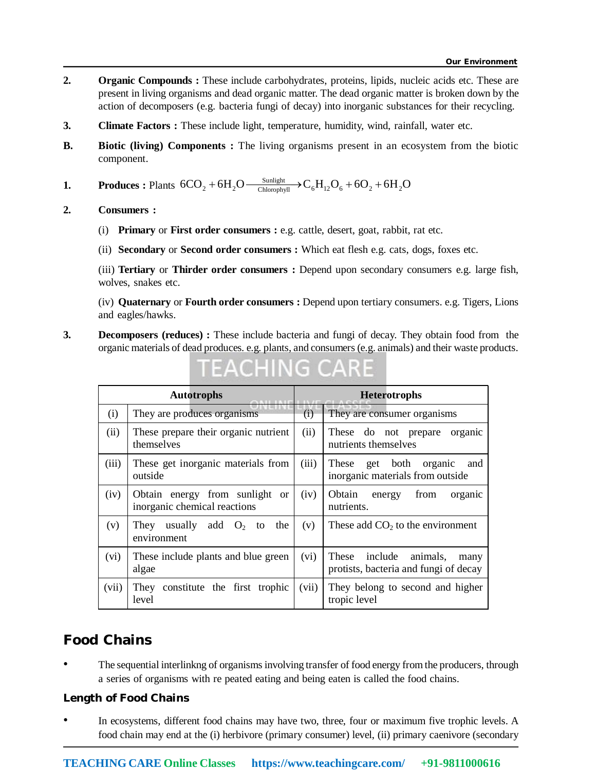**2.** **Organic Compounds :** These include carbohydrates, proteins, lipids, nucleic acids etc. These are present in living organisms and dead organic matter. The dead organic matter is broken down by the action of decomposers (e.g. bacteria fungi of decay) into inorganic substances for their recycling.

**3.** **Climate Factors :** These include light, temperature, humidity, wind, rainfall, water etc.

**B.** **Biotic (living) Components :** The living organisms present in an ecosystem from the biotic component.

**1.** **Produces :** Plants $6CO_2 + 6H_2O \xrightarrow[\text{Chlorophyll}]{\text{Sunlight}} C_6H_{12}O_6 + 6O_2 + 6H_2O$

**2.** **Consumers :**

(i) **Primary** or **First order consumers :** e.g. cattle, desert, goat, rabbit, rat etc.

(ii) **Secondary** or **Second order consumers :** Which eat flesh e.g. cats, dogs, foxes etc.

(iii) **Tertiary** or **Thirder order consumers :** Depend upon secondary consumers e.g. large fish, wolves, snakes etc.

(iv) **Quaternary** or **Fourth order consumers :** Depend upon tertiary consumers. e.g. Tigers, Lions and eagles/hawks.

**3.** **Decomposers (reduces) :** These include bacteria and fungi of decay. They obtain food from the organic materials of dead produces. e.g. plants, and consumers (e.g. animals) and their waste products.

| | **Autotrophs** | | **Heterotrophs** |
|---|---|---|---|
| (i) | They are produces organisms | (i) | They are consumer organisms |
| (ii) | These prepare their organic nutrient themselves | (ii) | These do not prepare organic nutrients themselves |
| (iii) | These get inorganic materials from outside | (iii) | These get both organic and inorganic materials from outside |
| (iv) | Obtain energy from sunlight or inorganic chemical reactions | (iv) | Obtain energy from organic nutrients. |
| (v) | They usually add $O_2$ to the environment | (v) | These add $CO_2$ to the environment |
| (vi) | These include plants and blue green algae | (vi) | These include animals, many protists, bacteria and fungi of decay |
| (vii) | They constitute the first trophic level | (vii) | They belong to second and higher tropic level |

## Food Chains

- The sequential interlinkng of organisms involving transfer of food energy from the producers, through a series of organisms with re peated eating and being eaten is called the food chains.

### Length of Food Chains

- In ecosystems, different food chains may have two, three, four or maximum five trophic levels. A food chain may end at the (i) herbivore (primary consumer) level, (ii) primary caenivore (secondary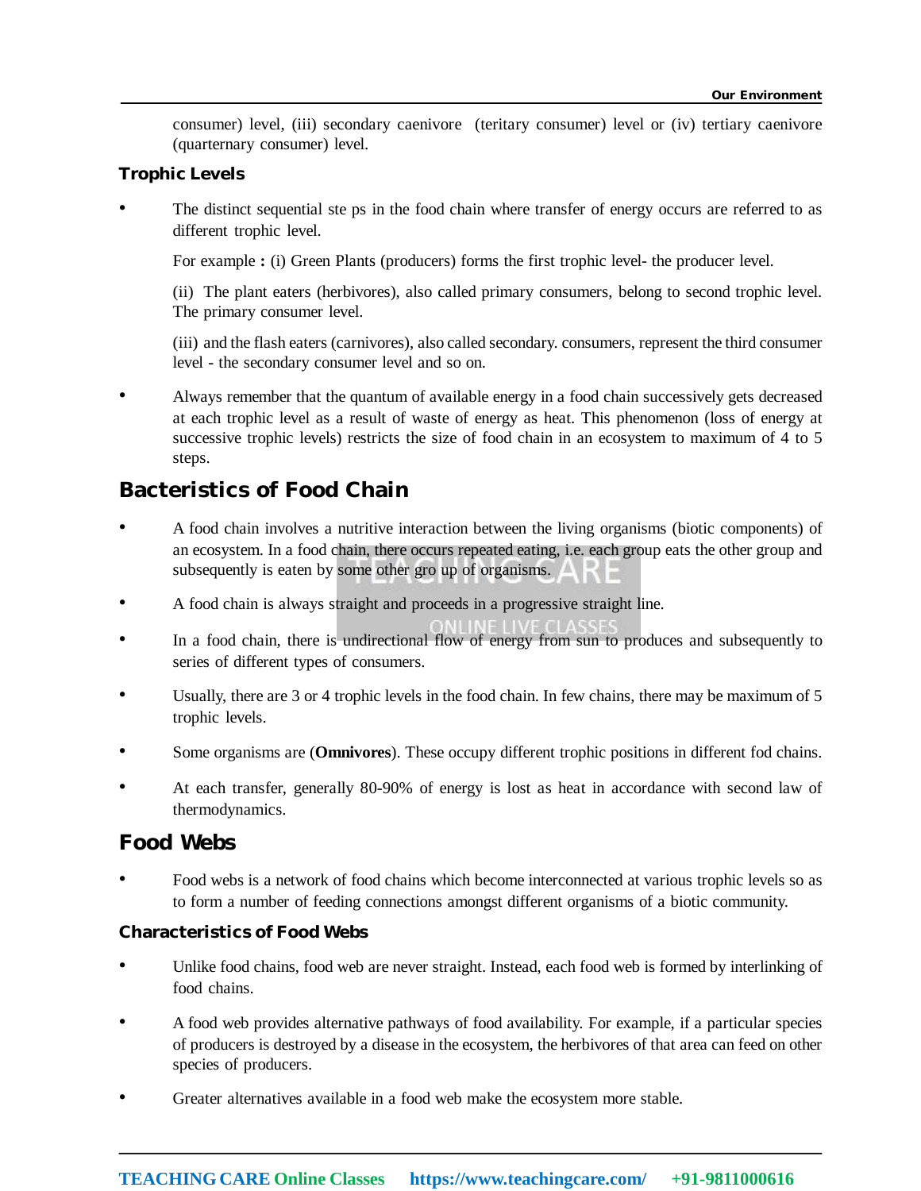consumer) level, (iii) secondary caenivore (teritary consumer) level or (iv) tertiary caenivore (quarternary consumer) level.

### Trophic Levels

- The distinct sequential ste ps in the food chain where transfer of energy occurs are referred to as different trophic level.

  For example **:** (i) Green Plants (producers) forms the first trophic level- the producer level.

  (ii) The plant eaters (herbivores), also called primary consumers, belong to second trophic level. The primary consumer level.

  (iii) and the flash eaters (carnivores), also called secondary. consumers, represent the third consumer level - the secondary consumer level and so on.

- Always remember that the quantum of available energy in a food chain successively gets decreased at each trophic level as a result of waste of energy as heat. This phenomenon (loss of energy at successive trophic levels) restricts the size of food chain in an ecosystem to maximum of 4 to 5 steps.

## Bacteristics of Food Chain

- A food chain involves a nutritive interaction between the living organisms (biotic components) of an ecosystem. In a food chain, there occurs repeated eating, i.e. each group eats the other group and subsequently is eaten by some other gro up of organisms.
- A food chain is always straight and proceeds in a progressive straight line.
- In a food chain, there is undirectional flow of energy from sun to produces and subsequently to series of different types of consumers.
- Usually, there are 3 or 4 trophic levels in the food chain. In few chains, there may be maximum of 5 trophic levels.
- Some organisms are (**Omnivores**). These occupy different trophic positions in different fod chains.
- At each transfer, generally 80-90% of energy is lost as heat in accordance with second law of thermodynamics.

## Food Webs

- Food webs is a network of food chains which become interconnected at various trophic levels so as to form a number of feeding connections amongst different organisms of a biotic community.

### Characteristics of Food Webs

- Unlike food chains, food web are never straight. Instead, each food web is formed by interlinking of food chains.
- A food web provides alternative pathways of food availability. For example, if a particular species of producers is destroyed by a disease in the ecosystem, the herbivores of that area can feed on other species of producers.
- Greater alternatives available in a food web make the ecosystem more stable.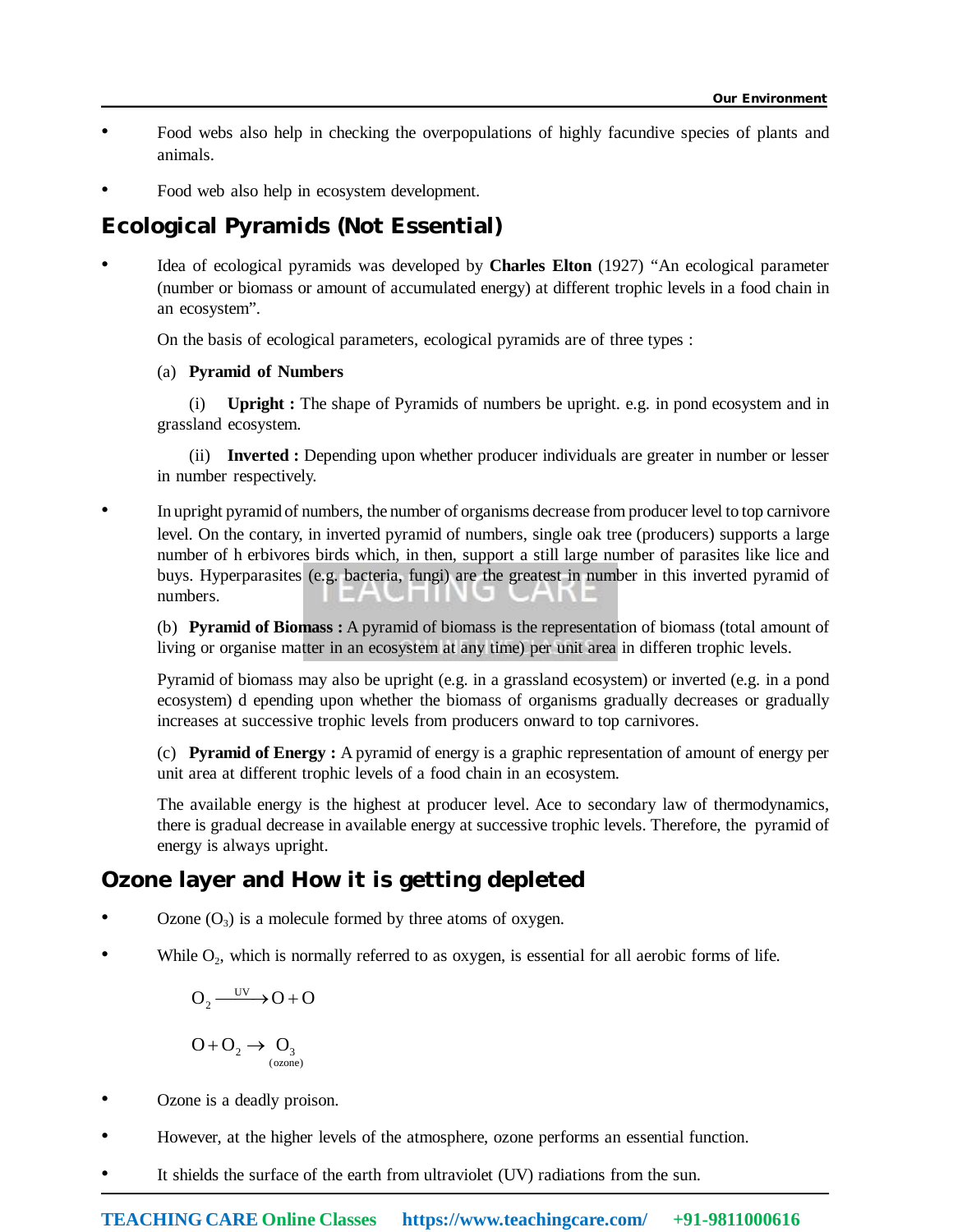- Food webs also help in checking the overpopulations of highly facundive species of plants and animals.

- Food web also help in ecosystem development.

## Ecological Pyramids (Not Essential)

- Idea of ecological pyramids was developed by **Charles Elton** (1927) "An ecological parameter (number or biomass or amount of accumulated energy) at different trophic levels in a food chain in an ecosystem".

  On the basis of ecological parameters, ecological pyramids are of three types :

  (a) **Pyramid of Numbers**

  (i) **Upright :** The shape of Pyramids of numbers be upright. e.g. in pond ecosystem and in grassland ecosystem.

  (ii) **Inverted :** Depending upon whether producer individuals are greater in number or lesser in number respectively.

- In upright pyramid of numbers, the number of organisms decrease from producer level to top carnivore level. On the contary, in inverted pyramid of numbers, single oak tree (producers) supports a large number of h erbivores birds which, in then, support a still large number of parasites like lice and buys. Hyperparasites (e.g. bacteria, fungi) are the greatest in number in this inverted pyramid of numbers.

  (b) **Pyramid of Biomass :** A pyramid of biomass is the representation of biomass (total amount of living or organise matter in an ecosystem at any time) per unit area in differen trophic levels.

  Pyramid of biomass may also be upright (e.g. in a grassland ecosystem) or inverted (e.g. in a pond ecosystem) d epending upon whether the biomass of organisms gradually decreases or gradually increases at successive trophic levels from producers onward to top carnivores.

  (c) **Pyramid of Energy :** A pyramid of energy is a graphic representation of amount of energy per unit area at different trophic levels of a food chain in an ecosystem.

  The available energy is the highest at producer level. Ace to secondary law of thermodynamics, there is gradual decrease in available energy at successive trophic levels. Therefore, the pyramid of energy is always upright.

## Ozone layer and How it is getting depleted

- Ozone ($O_3$) is a molecule formed by three atoms of oxygen.

- While $O_2$, which is normally referred to as oxygen, is essential for all aerobic forms of life.

$$O_2 \xrightarrow{UV} O + O$$

$$O + O_2 \rightarrow \underset{\text{(ozone)}}{O_3}$$

- Ozone is a deadly proison.

- However, at the higher levels of the atmosphere, ozone performs an essential function.

- It shields the surface of the earth from ultraviolet (UV) radiations from the sun.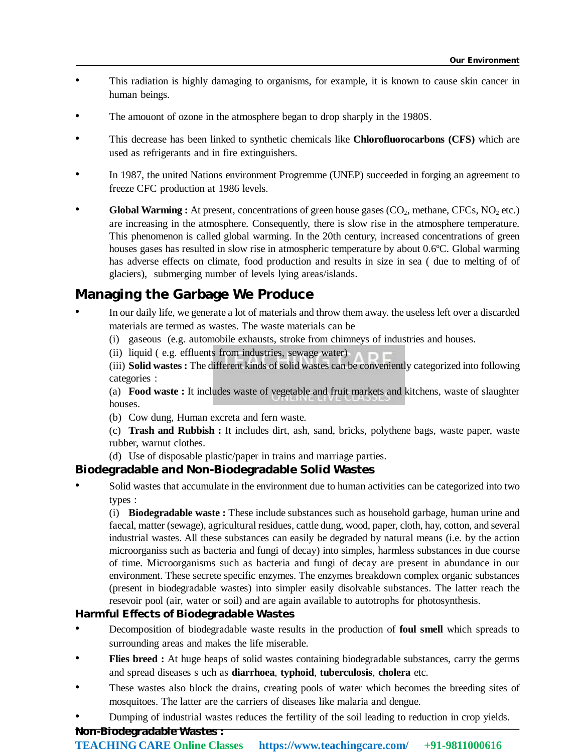- This radiation is highly damaging to organisms, for example, it is known to cause skin cancer in human beings.
- The amouont of ozone in the atmosphere began to drop sharply in the 1980S.
- This decrease has been linked to synthetic chemicals like **Chlorofluorocarbons (CFS)** which are used as refrigerants and in fire extinguishers.
- In 1987, the united Nations environment Programme (UNEP) succeeded in forging an agreement to freeze CFC production at 1986 levels.
- **Global Warming :** At present, concentrations of green house gases ($CO_2$, methane, CFCs, $NO_2$ etc.) are increasing in the atmosphere. Consequently, there is slow rise in the atmosphere temperature. This phenomenon is called global warming. In the 20th century, increased concentrations of green houses gases has resulted in slow rise in atmospheric temperature by about 0.6ºC. Global warming has adverse effects on climate, food production and results in size in sea ( due to melting of of glaciers), submerging number of levels lying areas/islands.

## Managing the Garbage We Produce

- In our daily life, we generate a lot of materials and throw them away. the useless left over a discarded materials are termed as wastes. The waste materials can be

  (i) gaseous (e.g. automobile exhausts, stroke from chimneys of industries and houses.

  (ii) liquid ( e.g. effluents from industries, sewage water)

  (iii) **Solid wastes :** The different kinds of solid wastes can be conveniently categorized into following categories :

  (a) **Food waste :** It includes waste of vegetable and fruit markets and kitchens, waste of slaughter houses.

  (b) Cow dung, Human excreta and fern waste.

  (c) **Trash and Rubbish :** It includes dirt, ash, sand, bricks, polythene bags, waste paper, waste rubber, warnut clothes.

  (d) Use of disposable plastic/paper in trains and marriage parties.

### Biodegradable and Non-Biodegradable Solid Wastes

- Solid wastes that accumulate in the environment due to human activities can be categorized into two types :

  (i) **Biodegradable waste :** These include substances such as household garbage, human urine and faecal, matter (sewage), agricultural residues, cattle dung, wood, paper, cloth, hay, cotton, and several industrial wastes. All these substances can easily be degraded by natural means (i.e. by the action microorganiss such as bacteria and fungi of decay) into simples, harmless substances in due course of time. Microorganisms such as bacteria and fungi of decay are present in abundance in our environment. These secrete specific enzymes. The enzymes breakdown complex organic substances (present in biodegradable wastes) into simpler easily disolvable substances. The latter reach the resevoir pool (air, water or soil) and are again available to autotrophs for photosynthesis.

### Harmful Effects of Biodegradable Wastes

- Decomposition of biodegradable waste results in the production of **foul smell** which spreads to surrounding areas and makes the life miserable.
- **Flies breed :** At huge heaps of solid wastes containing biodegradable substances, carry the germs and spread diseases s uch as **diarrhoea**, **typhoid**, **tuberculosis**, **cholera** etc.
- These wastes also block the drains, creating pools of water which becomes the breeding sites of mosquitoes. The latter are the carriers of diseases like malaria and dengue.
- Dumping of industrial wastes reduces the fertility of the soil leading to reduction in crop yields.

### Non-Biodegradable Wastes :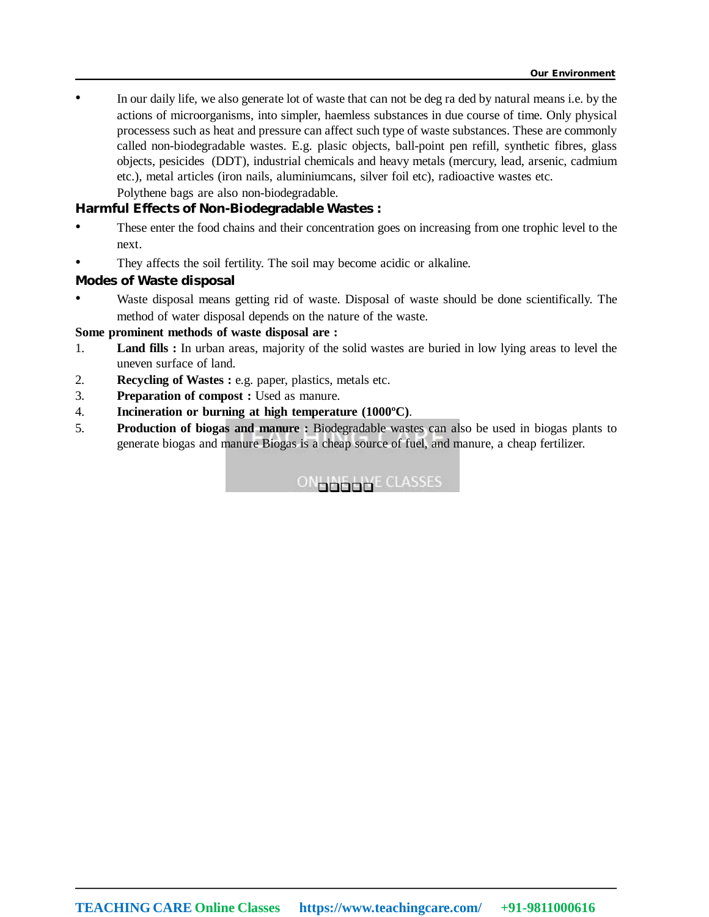- In our daily life, we also generate lot of waste that can not be deg ra ded by natural means i.e. by the actions of microorganisms, into simpler, haemless substances in due course of time. Only physical processess such as heat and pressure can affect such type of waste substances. These are commonly called non-biodegradable wastes. E.g. plasic objects, ball-point pen refill, synthetic fibres, glass objects, pesicides (DDT), industrial chemicals and heavy metals (mercury, lead, arsenic, cadmium etc.), metal articles (iron nails, aluminiumcans, silver foil etc), radioactive wastes etc.

  Polythene bags are also non-biodegradable.

## Harmful Effects of Non-Biodegradable Wastes :

- These enter the food chains and their concentration goes on increasing from one trophic level to the next.
- They affects the soil fertility. The soil may become acidic or alkaline.

## Modes of Waste disposal

- Waste disposal means getting rid of waste. Disposal of waste should be done scientifically. The method of water disposal depends on the nature of the waste.

**Some prominent methods of waste disposal are :**

1. **Land fills :** In urban areas, majority of the solid wastes are buried in low lying areas to level the uneven surface of land.
2. **Recycling of Wastes :** e.g. paper, plastics, metals etc.
3. **Preparation of compost :** Used as manure.
4. **Incineration or burning at high temperature (1000ºC)**.
5. **Production of biogas and manure :** Biodegradable wastes can also be used in biogas plants to generate biogas and manure Biogas is a cheap source of fuel, and manure, a cheap fertilizer.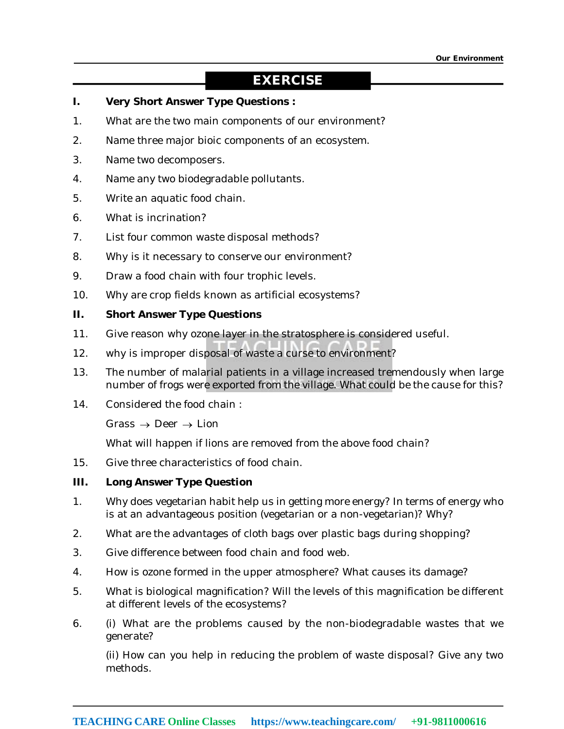## EXERCISE

**I. Very Short Answer Type Questions :**

1. What are the two main components of our environment?
2. Name three major bioic components of an ecosystem.
3. Name two decomposers.
4. Name any two biodegradable pollutants.
5. Write an aquatic food chain.
6. What is incrination?
7. List four common waste disposal methods?
8. Why is it necessary to conserve our environment?
9. Draw a food chain with four trophic levels.
10. Why are crop fields known as artificial ecosystems?

**II. Short Answer Type Questions**

11. Give reason why ozone layer in the stratosphere is considered useful.
12. why is improper disposal of waste a curse to environment?
13. The number of malarial patients in a village increased tremendously when large number of frogs were exported from the village. What could be the cause for this?
14. Considered the food chain :

    Grass $\rightarrow$ Deer $\rightarrow$ Lion

    What will happen if lions are removed from the above food chain?
15. Give three characteristics of food chain.

**III. Long Answer Type Question**

1. Why does vegetarian habit help us in getting more energy? In terms of energy who is at an advantageous position (vegetarian or a non-vegetarian)? Why?
2. What are the advantages of cloth bags over plastic bags during shopping?
3. Give difference between food chain and food web.
4. How is ozone formed in the upper atmosphere? What causes its damage?
5. What is biological magnification? Will the levels of this magnification be different at different levels of the ecosystems?
6. (i) What are the problems caused by the non-biodegradable wastes that we generate?

   (ii) How can you help in reducing the problem of waste disposal? Give any two methods.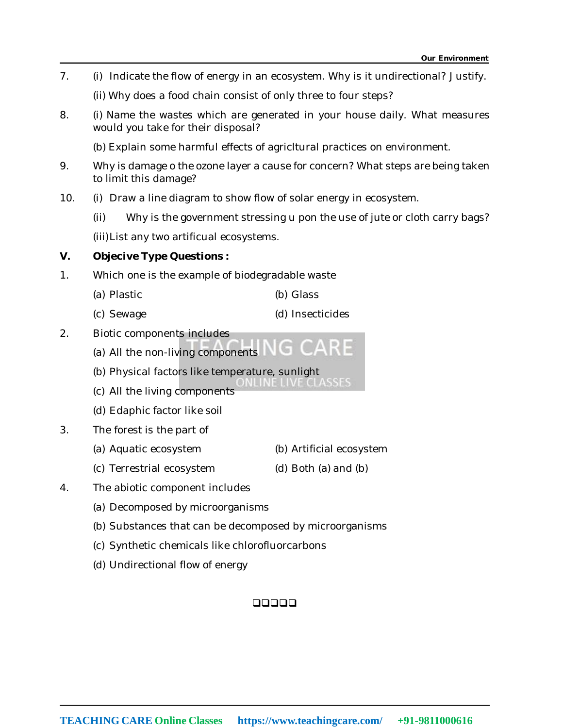7. (i) Indicate the flow of energy in an ecosystem. Why is it undirectional? Justify.

   (ii) Why does a food chain consist of only three to four steps?

8. (i) Name the wastes which are generated in your house daily. What measures would you take for their disposal?

   (b) Explain some harmful effects of agricltural practices on environment.

9. Why is damage o the ozone layer a cause for concern? What steps are being taken to limit this damage?

10. (i) Draw a line diagram to show flow of solar energy in ecosystem.

    (ii) Why is the government stressing u pon the use of jute or cloth carry bags?

    (iii) List any two artifical ecosystems.

**V. Objective Type Questions :**

1. Which one is the example of biodegradable waste

   (a) Plastic
   (b) Glass
   (c) Sewage
   (d) Insecticides

2. Biotic components includes

   (a) All the non-living components
   (b) Physical factors like temperature, sunlight
   (c) All the living components
   (d) Edaphic factor like soil

3. The forest is the part of

   (a) Aquatic ecosystem
   (b) Artificial ecosystem
   (c) Terrestrial ecosystem
   (d) Both (a) and (b)

4. The abiotic component includes

   (a) Decomposed by microorganisms
   (b) Substances that can be decomposed by microorganisms
   (c) Synthetic chemicals like chlorofluorcarbons
   (d) Undirectional flow of energy

❑❑❑❑❑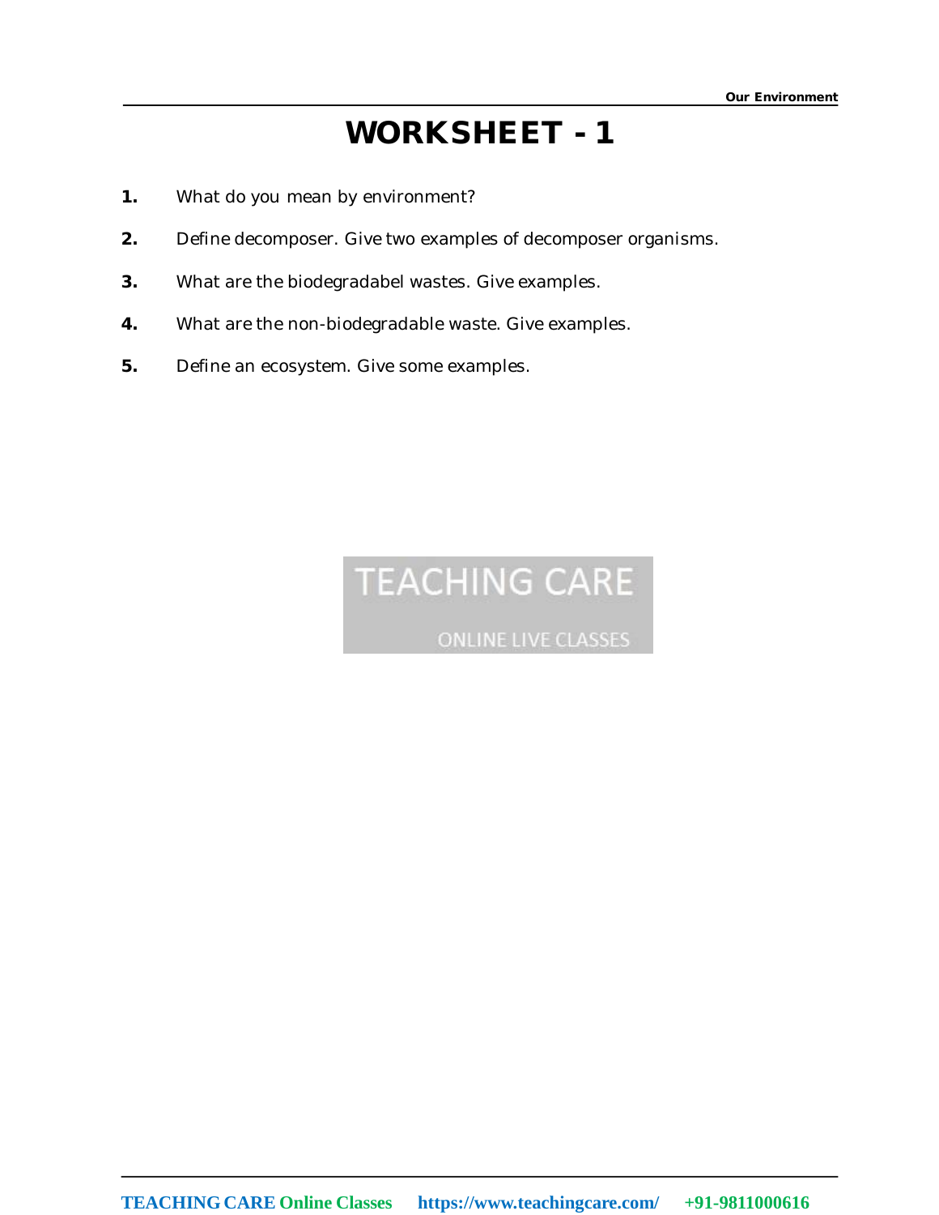# WORKSHEET - 1

1. What do you mean by environment?
2. Define decomposer. Give two examples of decomposer organisms.
3. What are the biodegradabel wastes. Give examples.
4. What are the non-biodegradable waste. Give examples.
5. Define an ecosystem. Give some examples.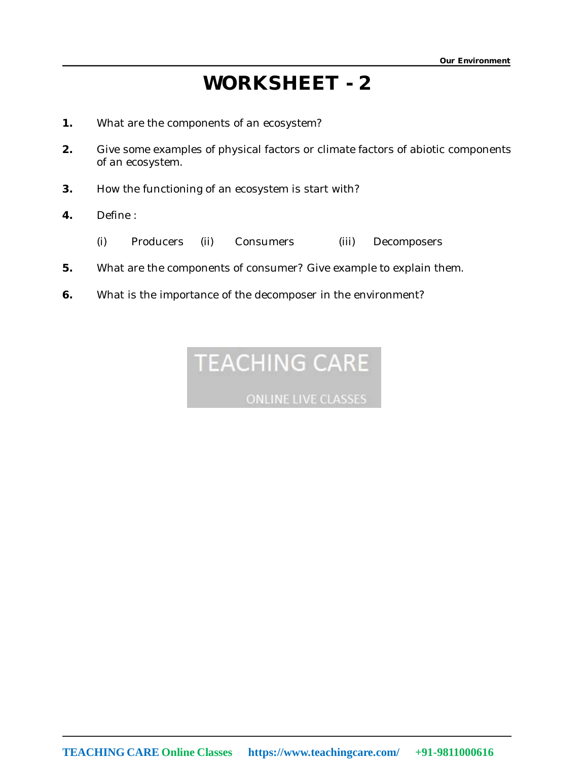# WORKSHEET - 2

**1.** What are the components of an ecosystem?

**2.** Give some examples of physical factors or climate factors of abiotic components of an ecosystem.

**3.** How the functioning of an ecosystem is start with?

**4.** Define :

(i) Producers (ii) Consumers (iii) Decomposers

**5.** What are the components of consumer? Give example to explain them.

**6.** What is the importance of the decomposer in the environment?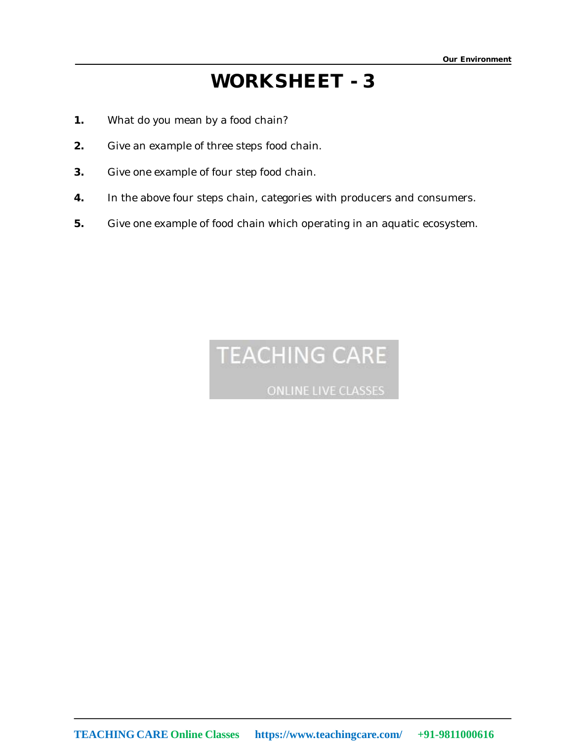# WORKSHEET - 3

1. What do you mean by a food chain?
2. Give an example of three steps food chain.
3. Give one example of four step food chain.
4. In the above four steps chain, categories with producers and consumers.
5. Give one example of food chain which operating in an aquatic ecosystem.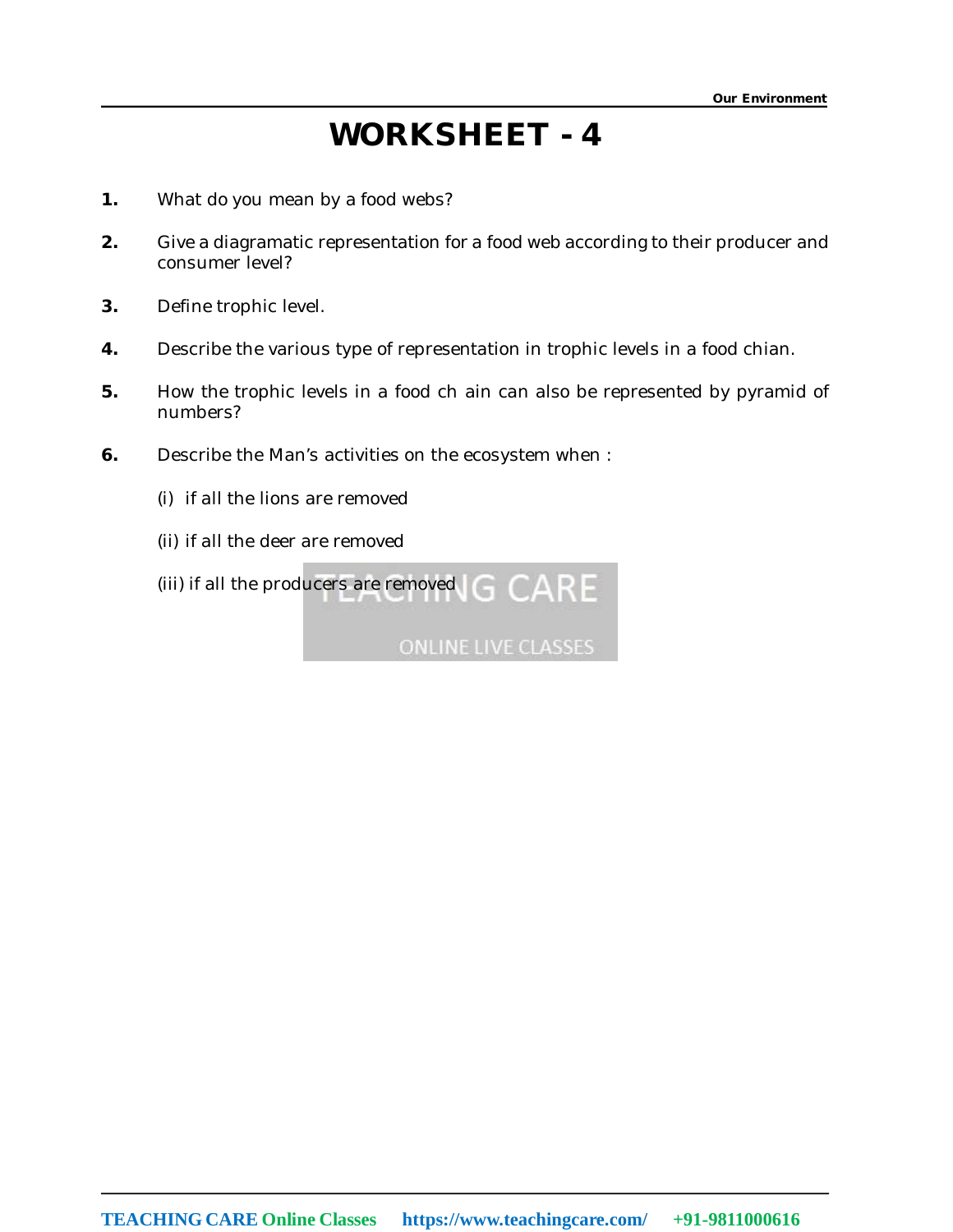# WORKSHEET - 4

**1.** What do you mean by a food webs?

**2.** Give a diagramatic representation for a food web according to their producer and consumer level?

**3.** Define trophic level.

**4.** Describe the various type of representation in trophic levels in a food chian.

**5.** How the trophic levels in a food ch ain can also be represented by pyramid of numbers?

**6.** Describe the Man's activities on the ecosystem when :

(i) if all the lions are removed

(ii) if all the deer are removed

(iii) if all the producers are removed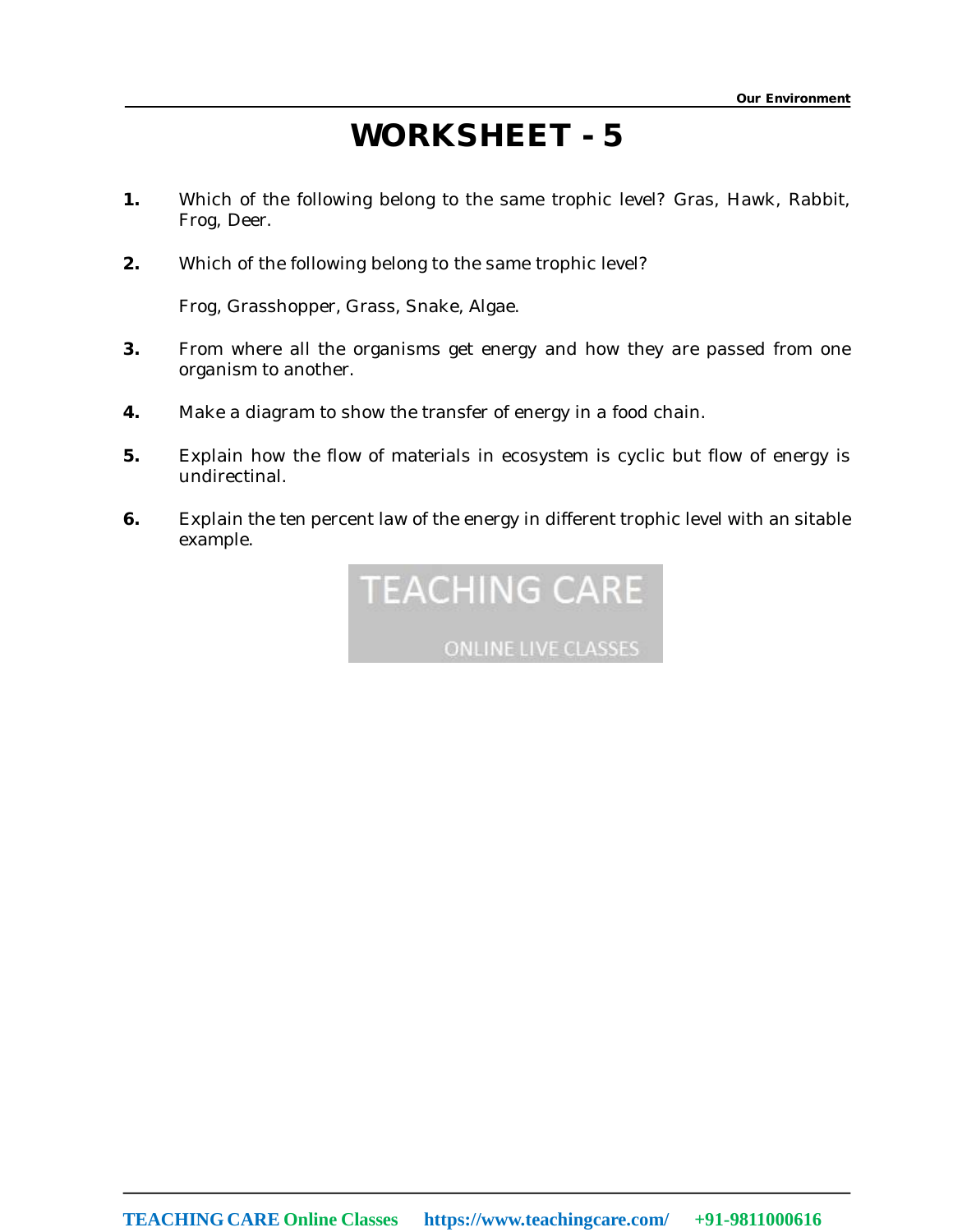# WORKSHEET - 5

1. Which of the following belong to the same trophic level? Gras, Hawk, Rabbit, Frog, Deer.

2. Which of the following belong to the same trophic level?

   Frog, Grasshopper, Grass, Snake, Algae.

3. From where all the organisms get energy and how they are passed from one organism to another.

4. Make a diagram to show the transfer of energy in a food chain.

5. Explain how the flow of materials in ecosystem is cyclic but flow of energy is undirectinal.

6. Explain the ten percent law of the energy in different trophic level with an sitable example.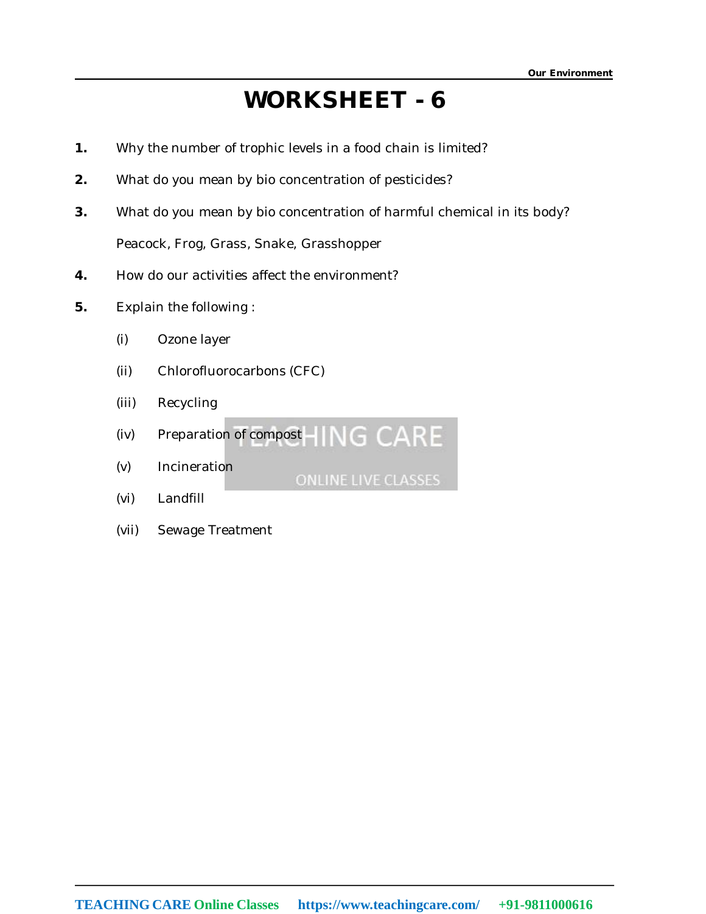# WORKSHEET - 6

**1.** Why the number of trophic levels in a food chain is limited?

**2.** What do you mean by bio concentration of pesticides?

**3.** What do you mean by bio concentration of harmful chemical in its body?

Peacock, Frog, Grass, Snake, Grasshopper

**4.** How do our activities affect the environment?

**5.** Explain the following :

(i) Ozone layer

(ii) Chlorofluorocarbons (CFC)

(iii) Recycling

(iv) Preparation of compost

(v) Incineration

(vi) Landfill

(vii) Sewage Treatment